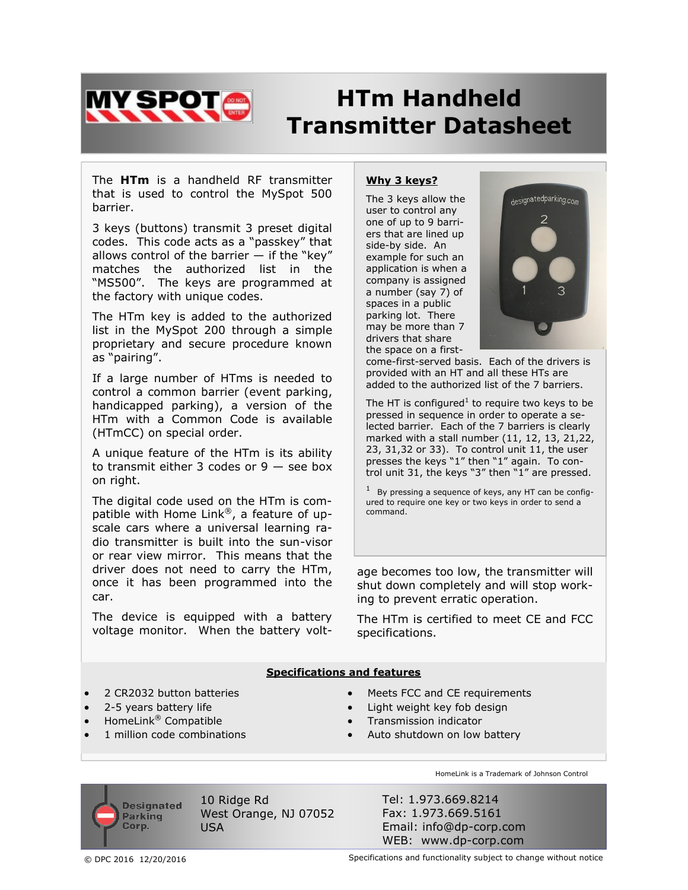# HTm Handheld Transmitter Datasheet

The **HTm** is a handheld RF transmitter that is used to control the MySpot 500 barrier.

3 keys (buttons) transmit 3 preset digital codes. This code acts as a "passkey" that allows control of the barrier — if the "key" matches the authorized list in the "MS500". The keys are programmed at the factory with unique codes.

The HTm key is added to the authorized list in the MySpot 200 through a simple proprietary and secure procedure known as "pairing".

If a large number of HTms is needed to control a common barrier (event parking, handicapped parking), a version of the HTm with a Common Code is available (HTmCC) on special order.

A unique feature of the HTm is its ability to transmit either 3 codes or 9 — see box on right.

The digital code used on the HTm is compatible with Home Link®, a feature of upscale cars where a universal learning radio transmitter is built into the sun-visor or rear view mirror. This means that the driver does not need to carry the HTm, once it has been programmed into the car.

The device is equipped with a battery voltage monitor. When the battery voltage becomes too low, the transmitter will shut down completely and will stop working to prevent erratic operation.

The HTm is certified to meet CE and FCC specifications.

**Why 3 keys?**

The 3 keys allow the user to control any one of up to 9 barriers that are lined up side-by side. An example for such an application is when a company is assigned a number (say 7) of spaces in a public parking lot. There may be more than 7 drivers that share the space on a first-come-first-served basis. Each of the drivers is provided with an HT and all these HTs are added to the authorized list of the 7 barriers.

The HT is configured[1] to require two keys to be pressed in sequence in order to operate a selected barrier. Each of the 7 barriers is clearly marked with a stall number (11, 12, 13, 21,22, 23, 31,32 or 33). To control unit 11, the user presses the keys "1" then "1" again. To control unit 31, the keys "3" then "1" are pressed.

[1] By pressing a sequence of keys, any HT can be configured to require one key or two keys in order to send a command.

## Specifications and features

- 2 CR2032 button batteries
- 2-5 years battery life
- HomeLink® Compatible
- 1 million code combinations
- Meets FCC and CE requirements
- Light weight key fob design
- Transmission indicator
- Auto shutdown on low battery

HomeLink is a Trademark of Johnson Control

Designated Parking Corp.

10 Ridge Rd
West Orange, NJ 07052
USA

Tel: 1.973.669.8214
Fax: 1.973.669.5161
Email: info@dp-corp.com
WEB: www.dp-corp.com

© DPC 2016 12/20/2016

Specifications and functionality subject to change without notice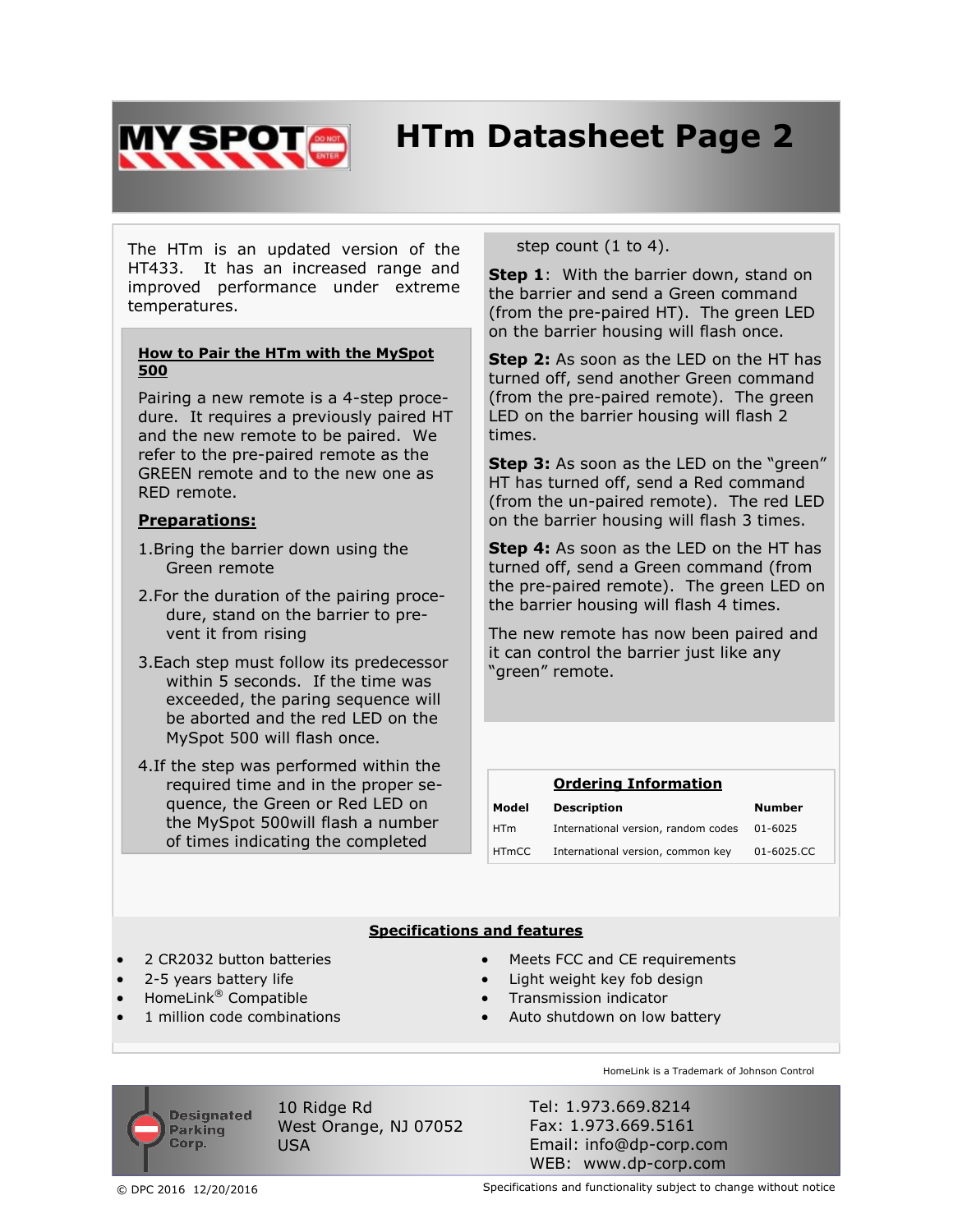# HTm Datasheet Page 2

The HTm is an updated version of the HT433. It has an increased range and improved performance under extreme temperatures.

### How to Pair the HTm with the MySpot 500

Pairing a new remote is a 4-step procedure. It requires a previously paired HT and the new remote to be paired. We refer to the pre-paired remote as the GREEN remote and to the new one as RED remote.

**Preparations:**

1. Bring the barrier down using the Green remote
2. For the duration of the pairing procedure, stand on the barrier to prevent it from rising
3. Each step must follow its predecessor within 5 seconds. If the time was exceeded, the paring sequence will be aborted and the red LED on the MySpot 500 will flash once.
4. If the step was performed within the required time and in the proper sequence, the Green or Red LED on the MySpot 500will flash a number of times indicating the completed step count (1 to 4).

**Step 1**: With the barrier down, stand on the barrier and send a Green command (from the pre-paired HT). The green LED on the barrier housing will flash once.

**Step 2:** As soon as the LED on the HT has turned off, send another Green command (from the pre-paired remote). The green LED on the barrier housing will flash 2 times.

**Step 3:** As soon as the LED on the "green" HT has turned off, send a Red command (from the un-paired remote). The red LED on the barrier housing will flash 3 times.

**Step 4:** As soon as the LED on the HT has turned off, send a Green command (from the pre-paired remote). The green LED on the barrier housing will flash 4 times.

The new remote has now been paired and it can control the barrier just like any "green" remote.

### Ordering Information

| Model | Description | Number |
|---|---|---|
| HTm | International version, random codes | 01-6025 |
| HTmCC | International version, common key | 01-6025.CC |

### Specifications and features

- 2 CR2032 button batteries
- 2-5 years battery life
- HomeLink® Compatible
- 1 million code combinations
- Meets FCC and CE requirements
- Light weight key fob design
- Transmission indicator
- Auto shutdown on low battery

HomeLink is a Trademark of Johnson Control

Designated Parking Corp.

10 Ridge Rd
West Orange, NJ 07052
USA

Tel: 1.973.669.8214
Fax: 1.973.669.5161
Email: info@dp-corp.com
WEB: www.dp-corp.com

© DPC 2016 12/20/2016

Specifications and functionality subject to change without notice